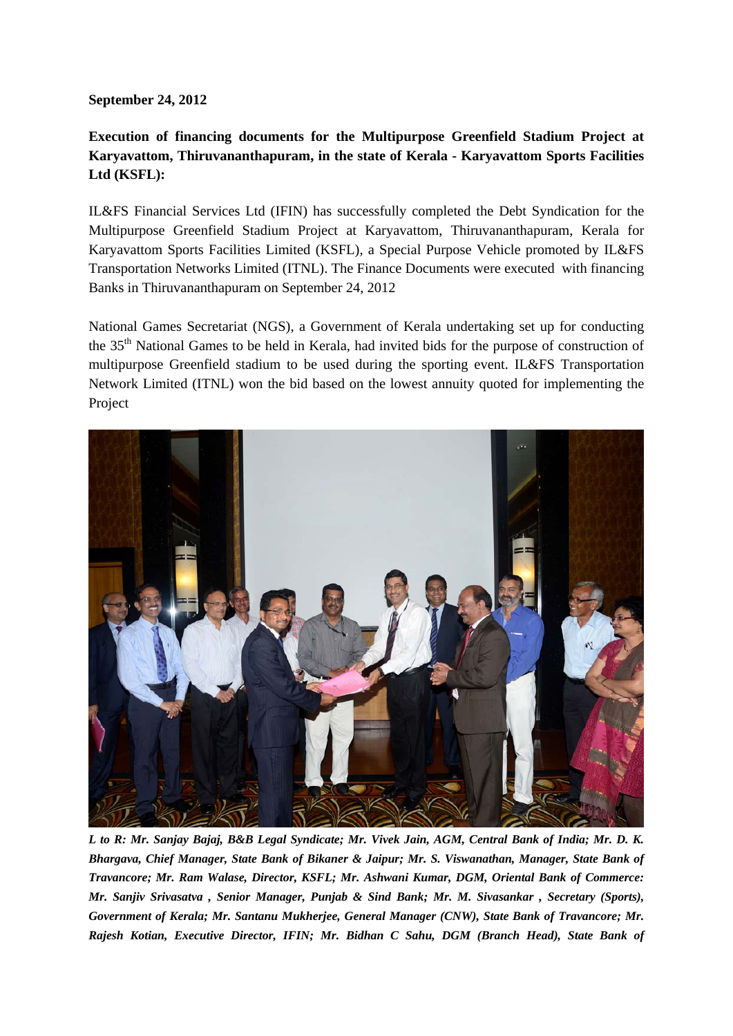**September 24, 2012**

**Execution of financing documents for the Multipurpose Greenfield Stadium Project at Karyavattom, Thiruvananthapuram, in the state of Kerala - Karyavattom Sports Facilities Ltd (KSFL):**

IL&FS Financial Services Ltd (IFIN) has successfully completed the Debt Syndication for the Multipurpose Greenfield Stadium Project at Karyavattom, Thiruvananthapuram, Kerala for Karyavattom Sports Facilities Limited (KSFL), a Special Purpose Vehicle promoted by IL&FS Transportation Networks Limited (ITNL). The Finance Documents were executed with financing Banks in Thiruvananthapuram on September 24, 2012

National Games Secretariat (NGS), a Government of Kerala undertaking set up for conducting the 35th National Games to be held in Kerala, had invited bids for the purpose of construction of multipurpose Greenfield stadium to be used during the sporting event. IL&FS Transportation Network Limited (ITNL) won the bid based on the lowest annuity quoted for implementing the Project

***L to R: Mr. Sanjay Bajaj, B&B Legal Syndicate; Mr. Vivek Jain, AGM, Central Bank of India; Mr. D. K. Bhargava, Chief Manager, State Bank of Bikaner & Jaipur; Mr. S. Viswanathan, Manager, State Bank of Travancore; Mr. Ram Walase, Director, KSFL; Mr. Ashwani Kumar, DGM, Oriental Bank of Commerce: Mr. Sanjiv Srivasatva , Senior Manager, Punjab & Sind Bank; Mr. M. Sivasankar , Secretary (Sports), Government of Kerala; Mr. Santanu Mukherjee, General Manager (CNW), State Bank of Travancore; Mr. Rajesh Kotian, Executive Director, IFIN; Mr. Bidhan C Sahu, DGM (Branch Head), State Bank of***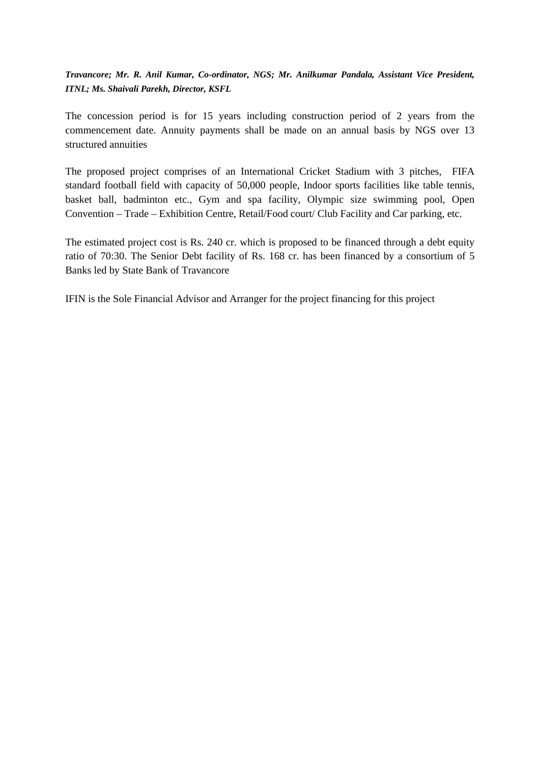***Travancore; Mr. R. Anil Kumar, Co-ordinator, NGS; Mr. Anilkumar Pandala, Assistant Vice President, ITNL; Ms. Shaivali Parekh, Director, KSFL***

The concession period is for 15 years including construction period of 2 years from the commencement date. Annuity payments shall be made on an annual basis by NGS over 13 structured annuities

The proposed project comprises of an International Cricket Stadium with 3 pitches, FIFA standard football field with capacity of 50,000 people, Indoor sports facilities like table tennis, basket ball, badminton etc., Gym and spa facility, Olympic size swimming pool, Open Convention – Trade – Exhibition Centre, Retail/Food court/ Club Facility and Car parking, etc.

The estimated project cost is Rs. 240 cr. which is proposed to be financed through a debt equity ratio of 70:30. The Senior Debt facility of Rs. 168 cr. has been financed by a consortium of 5 Banks led by State Bank of Travancore

IFIN is the Sole Financial Advisor and Arranger for the project financing for this project